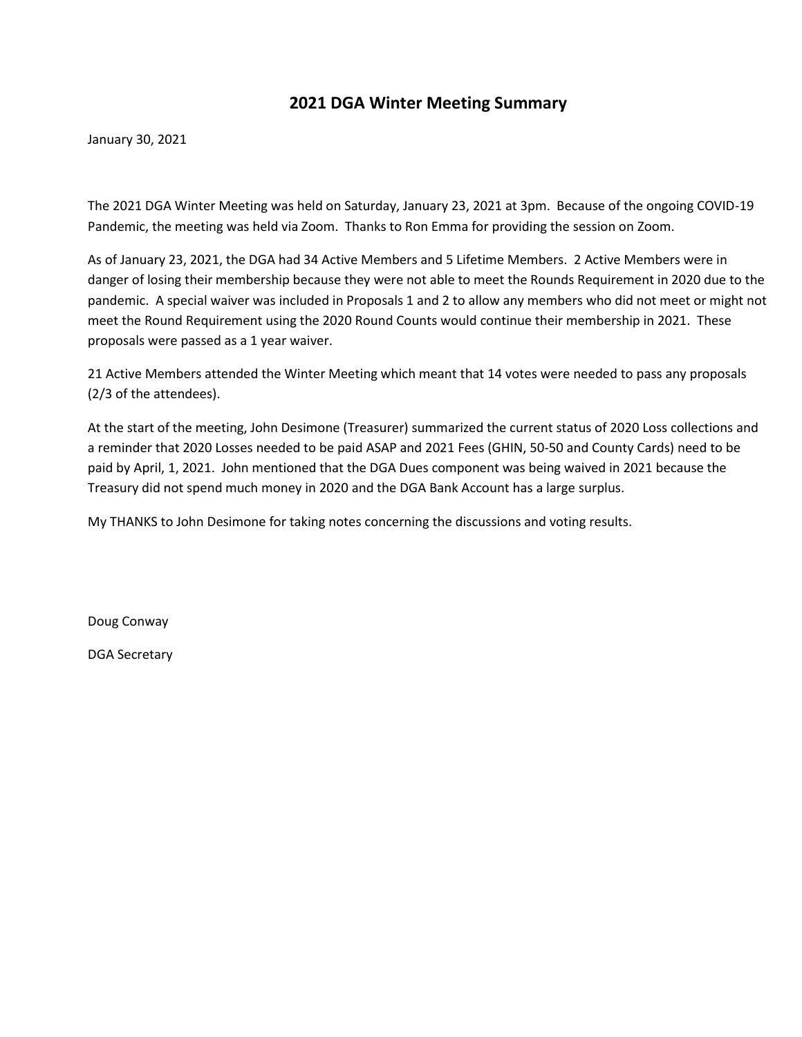# 2021 DGA Winter Meeting Summary

January 30, 2021

The 2021 DGA Winter Meeting was held on Saturday, January 23, 2021 at 3pm. Because of the ongoing COVID-19 Pandemic, the meeting was held via Zoom. Thanks to Ron Emma for providing the session on Zoom.

As of January 23, 2021, the DGA had 34 Active Members and 5 Lifetime Members. 2 Active Members were in danger of losing their membership because they were not able to meet the Rounds Requirement in 2020 due to the pandemic. A special waiver was included in Proposals 1 and 2 to allow any members who did not meet or might not meet the Round Requirement using the 2020 Round Counts would continue their membership in 2021. These proposals were passed as a 1 year waiver.

21 Active Members attended the Winter Meeting which meant that 14 votes were needed to pass any proposals (2/3 of the attendees).

At the start of the meeting, John Desimone (Treasurer) summarized the current status of 2020 Loss collections and a reminder that 2020 Losses needed to be paid ASAP and 2021 Fees (GHIN, 50-50 and County Cards) need to be paid by April, 1, 2021. John mentioned that the DGA Dues component was being waived in 2021 because the Treasury did not spend much money in 2020 and the DGA Bank Account has a large surplus.

My THANKS to John Desimone for taking notes concerning the discussions and voting results.

Doug Conway

DGA Secretary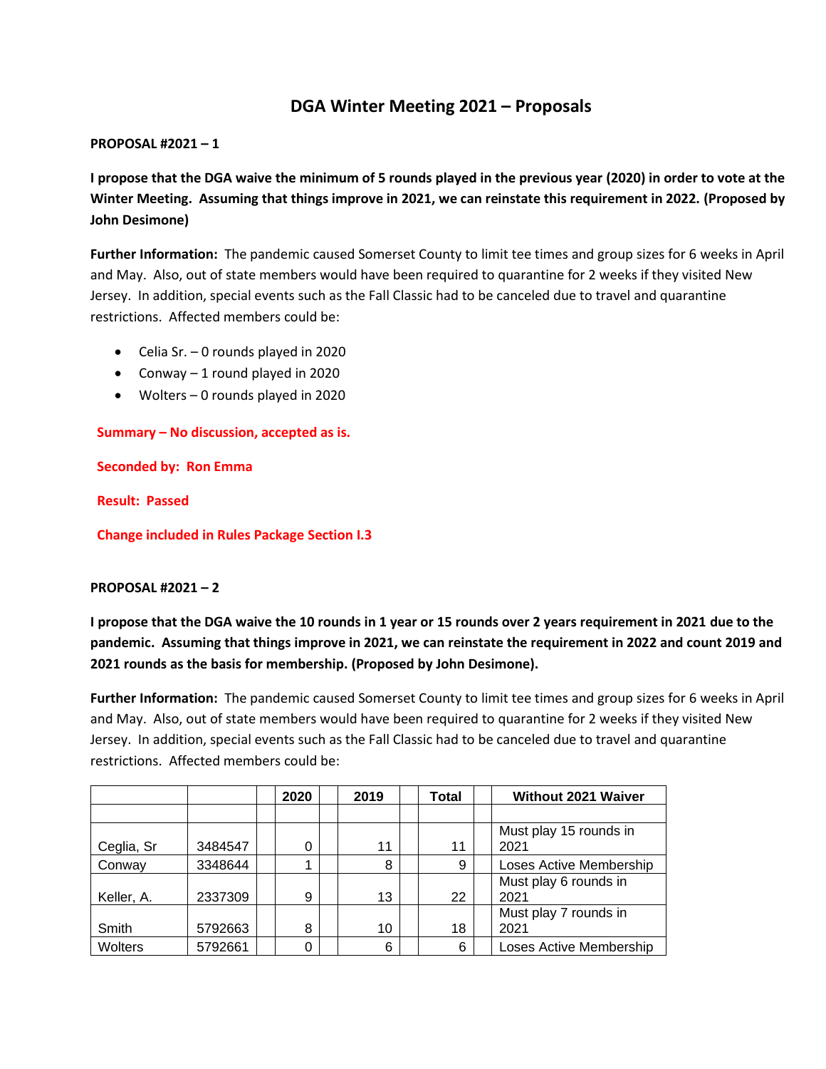# DGA Winter Meeting 2021 – Proposals

**PROPOSAL #2021 – 1**

**I propose that the DGA waive the minimum of 5 rounds played in the previous year (2020) in order to vote at the Winter Meeting. Assuming that things improve in 2021, we can reinstate this requirement in 2022. (Proposed by John Desimone)**

**Further Information:** The pandemic caused Somerset County to limit tee times and group sizes for 6 weeks in April and May. Also, out of state members would have been required to quarantine for 2 weeks if they visited New Jersey. In addition, special events such as the Fall Classic had to be canceled due to travel and quarantine restrictions. Affected members could be:

- Celia Sr. – 0 rounds played in 2020
- Conway – 1 round played in 2020
- Wolters – 0 rounds played in 2020

**Summary – No discussion, accepted as is.**

**Seconded by: Ron Emma**

**Result: Passed**

**Change included in Rules Package Section I.3**

**PROPOSAL #2021 – 2**

**I propose that the DGA waive the 10 rounds in 1 year or 15 rounds over 2 years requirement in 2021 due to the pandemic. Assuming that things improve in 2021, we can reinstate the requirement in 2022 and count 2019 and 2021 rounds as the basis for membership. (Proposed by John Desimone).**

**Further Information:** The pandemic caused Somerset County to limit tee times and group sizes for 6 weeks in April and May. Also, out of state members would have been required to quarantine for 2 weeks if they visited New Jersey. In addition, special events such as the Fall Classic had to be canceled due to travel and quarantine restrictions. Affected members could be:

| | | 2020 | 2019 | Total | Without 2021 Waiver |
|---|---|---|---|---|---|
| Ceglia, Sr | 3484547 | 0 | 11 | 11 | Must play 15 rounds in 2021 |
| Conway | 3348644 | 1 | 8 | 9 | Loses Active Membership |
| Keller, A. | 2337309 | 9 | 13 | 22 | Must play 6 rounds in 2021 |
| Smith | 5792663 | 8 | 10 | 18 | Must play 7 rounds in 2021 |
| Wolters | 5792661 | 0 | 6 | 6 | Loses Active Membership |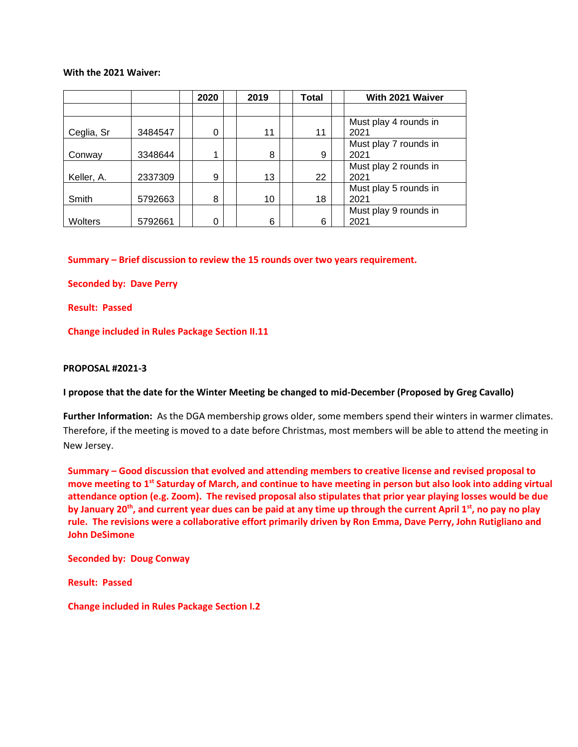**With the 2021 Waiver:**

| | | | 2020 | | 2019 | | Total | | With 2021 Waiver |
|---|---|---|---|---|---|---|---|---|---|
| | | | | | | | | | |
| Ceglia, Sr | 3484547 | | 0 | | 11 | | 11 | | Must play 4 rounds in 2021 |
| Conway | 3348644 | | 1 | | 8 | | 9 | | Must play 7 rounds in 2021 |
| Keller, A. | 2337309 | | 9 | | 13 | | 22 | | Must play 2 rounds in 2021 |
| Smith | 5792663 | | 8 | | 10 | | 18 | | Must play 5 rounds in 2021 |
| Wolters | 5792661 | | 0 | | 6 | | 6 | | Must play 9 rounds in 2021 |

**Summary – Brief discussion to review the 15 rounds over two years requirement.**

**Seconded by: Dave Perry**

**Result: Passed**

**Change included in Rules Package Section II.11**

**PROPOSAL #2021-3**

**I propose that the date for the Winter Meeting be changed to mid-December (Proposed by Greg Cavallo)**

**Further Information:** As the DGA membership grows older, some members spend their winters in warmer climates. Therefore, if the meeting is moved to a date before Christmas, most members will be able to attend the meeting in New Jersey.

**Summary – Good discussion that evolved and attending members to creative license and revised proposal to move meeting to 1st Saturday of March, and continue to have meeting in person but also look into adding virtual attendance option (e.g. Zoom). The revised proposal also stipulates that prior year playing losses would be due by January 20th, and current year dues can be paid at any time up through the current April 1st, no pay no play rule. The revisions were a collaborative effort primarily driven by Ron Emma, Dave Perry, John Rutigliano and John DeSimone**

**Seconded by: Doug Conway**

**Result: Passed**

**Change included in Rules Package Section I.2**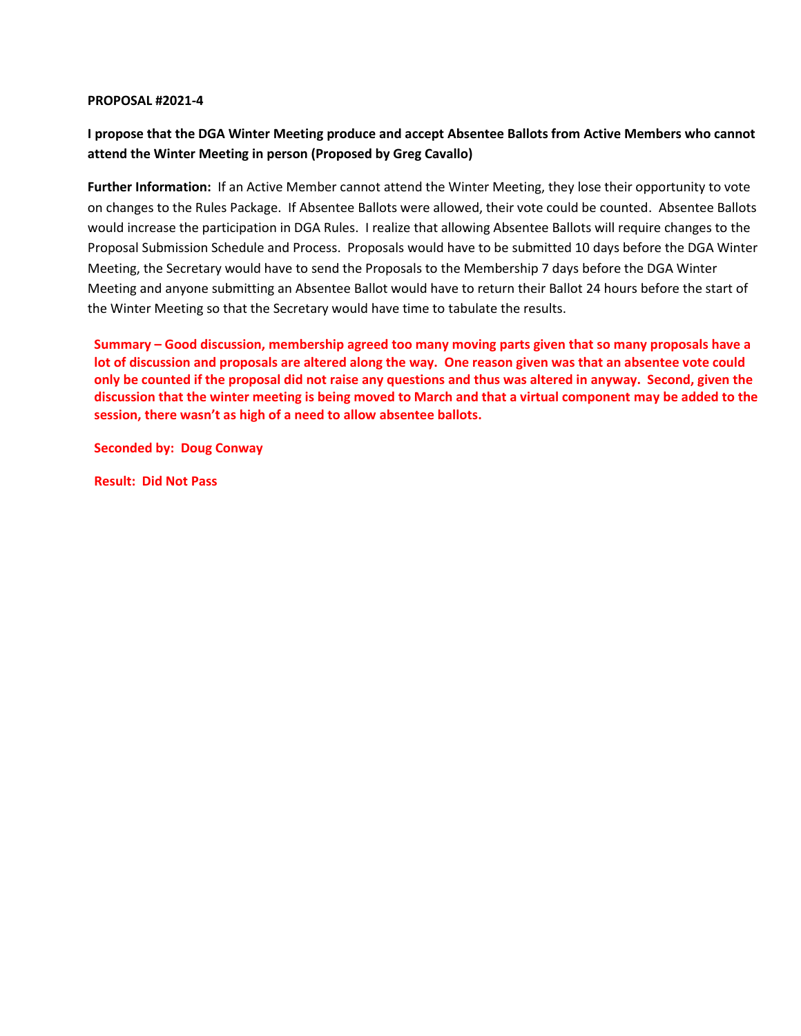**PROPOSAL #2021-4**

**I propose that the DGA Winter Meeting produce and accept Absentee Ballots from Active Members who cannot attend the Winter Meeting in person (Proposed by Greg Cavallo)**

**Further Information:** If an Active Member cannot attend the Winter Meeting, they lose their opportunity to vote on changes to the Rules Package. If Absentee Ballots were allowed, their vote could be counted. Absentee Ballots would increase the participation in DGA Rules. I realize that allowing Absentee Ballots will require changes to the Proposal Submission Schedule and Process. Proposals would have to be submitted 10 days before the DGA Winter Meeting, the Secretary would have to send the Proposals to the Membership 7 days before the DGA Winter Meeting and anyone submitting an Absentee Ballot would have to return their Ballot 24 hours before the start of the Winter Meeting so that the Secretary would have time to tabulate the results.

**Summary – Good discussion, membership agreed too many moving parts given that so many proposals have a lot of discussion and proposals are altered along the way. One reason given was that an absentee vote could only be counted if the proposal did not raise any questions and thus was altered in anyway. Second, given the discussion that the winter meeting is being moved to March and that a virtual component may be added to the session, there wasn't as high of a need to allow absentee ballots.**

**Seconded by: Doug Conway**

**Result: Did Not Pass**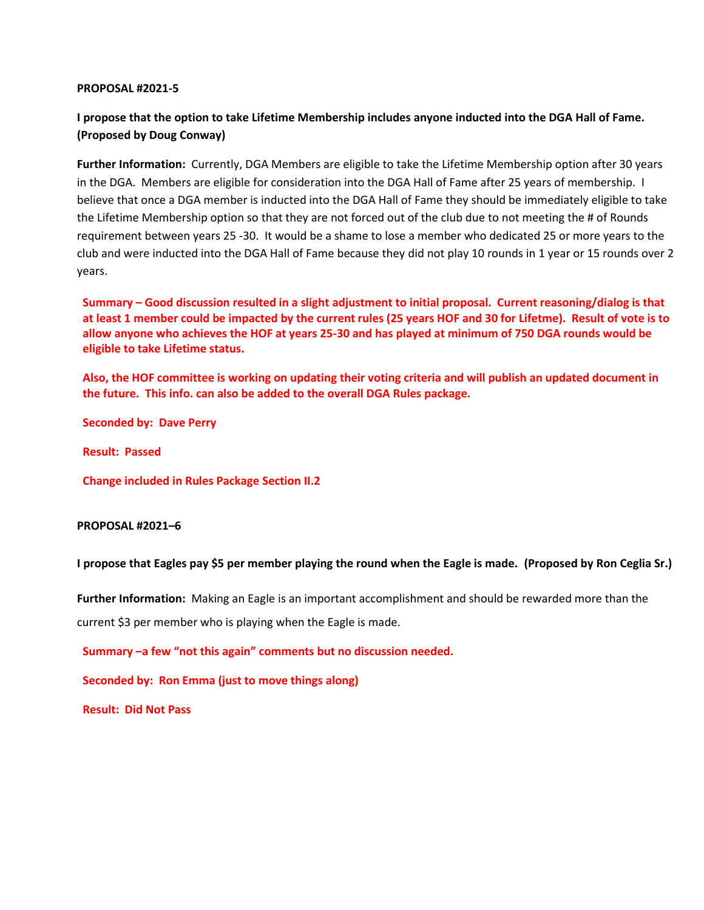**PROPOSAL #2021-5**

**I propose that the option to take Lifetime Membership includes anyone inducted into the DGA Hall of Fame. (Proposed by Doug Conway)**

**Further Information:** Currently, DGA Members are eligible to take the Lifetime Membership option after 30 years in the DGA. Members are eligible for consideration into the DGA Hall of Fame after 25 years of membership. I believe that once a DGA member is inducted into the DGA Hall of Fame they should be immediately eligible to take the Lifetime Membership option so that they are not forced out of the club due to not meeting the # of Rounds requirement between years 25 -30. It would be a shame to lose a member who dedicated 25 or more years to the club and were inducted into the DGA Hall of Fame because they did not play 10 rounds in 1 year or 15 rounds over 2 years.

**Summary – Good discussion resulted in a slight adjustment to initial proposal. Current reasoning/dialog is that at least 1 member could be impacted by the current rules (25 years HOF and 30 for Lifetme). Result of vote is to allow anyone who achieves the HOF at years 25-30 and has played at minimum of 750 DGA rounds would be eligible to take Lifetime status.**

**Also, the HOF committee is working on updating their voting criteria and will publish an updated document in the future. This info. can also be added to the overall DGA Rules package.**

**Seconded by: Dave Perry**

**Result: Passed**

**Change included in Rules Package Section II.2**

**PROPOSAL #2021–6**

**I propose that Eagles pay $5 per member playing the round when the Eagle is made. (Proposed by Ron Ceglia Sr.)**

**Further Information:** Making an Eagle is an important accomplishment and should be rewarded more than the current $3 per member who is playing when the Eagle is made.

**Summary –a few "not this again" comments but no discussion needed.**

**Seconded by: Ron Emma (just to move things along)**

**Result: Did Not Pass**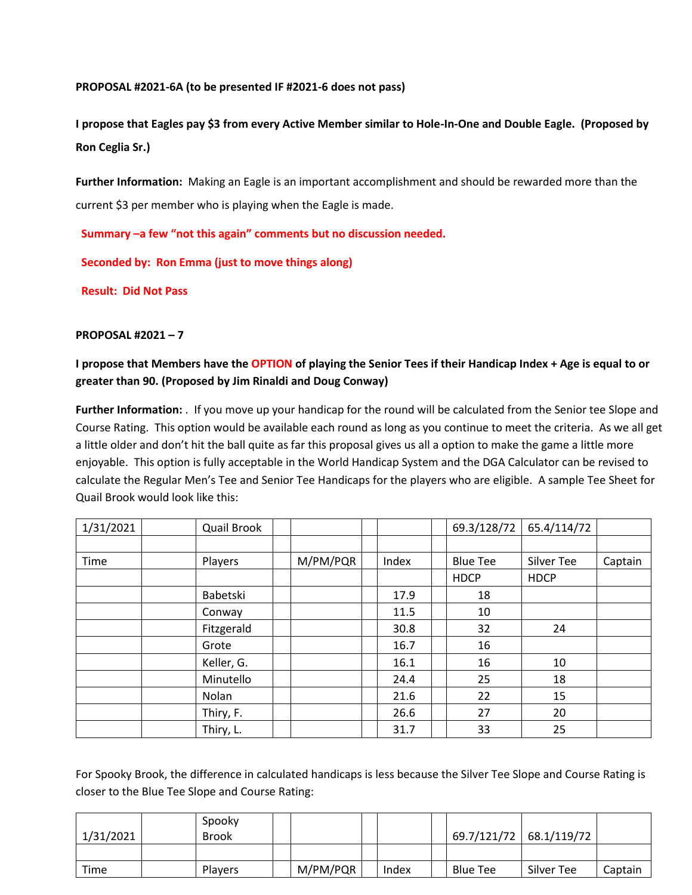**PROPOSAL #2021-6A (to be presented IF #2021-6 does not pass)**

**I propose that Eagles pay $3 from every Active Member similar to Hole-In-One and Double Eagle. (Proposed by Ron Ceglia Sr.)**

**Further Information:** Making an Eagle is an important accomplishment and should be rewarded more than the current $3 per member who is playing when the Eagle is made.

**Summary –a few "not this again" comments but no discussion needed.**

**Seconded by: Ron Emma (just to move things along)**

**Result: Did Not Pass**

**PROPOSAL #2021 – 7**

**I propose that Members have the OPTION of playing the Senior Tees if their Handicap Index + Age is equal to or greater than 90. (Proposed by Jim Rinaldi and Doug Conway)**

**Further Information:** . If you move up your handicap for the round will be calculated from the Senior tee Slope and Course Rating. This option would be available each round as long as you continue to meet the criteria. As we all get a little older and don't hit the ball quite as far this proposal gives us all a option to make the game a little more enjoyable. This option is fully acceptable in the World Handicap System and the DGA Calculator can be revised to calculate the Regular Men's Tee and Senior Tee Handicaps for the players who are eligible. A sample Tee Sheet for Quail Brook would look like this:

| 1/31/2021 | | Quail Brook | | | | | | 69.3/128/72 | 65.4/114/72 | |
|---|---|---|---|---|---|---|---|---|---|---|
| | | | | | | | | | | |
| Time | | Players | | M/PM/PQR | | Index | | Blue Tee | Silver Tee | Captain |
| | | | | | | | | HDCP | HDCP | |
| | | Babetski | | | | 17.9 | | 18 | | |
| | | Conway | | | | 11.5 | | 10 | | |
| | | Fitzgerald | | | | 30.8 | | 32 | 24 | |
| | | Grote | | | | 16.7 | | 16 | | |
| | | Keller, G. | | | | 16.1 | | 16 | 10 | |
| | | Minutello | | | | 24.4 | | 25 | 18 | |
| | | Nolan | | | | 21.6 | | 22 | 15 | |
| | | Thiry, F. | | | | 26.6 | | 27 | 20 | |
| | | Thiry, L. | | | | 31.7 | | 33 | 25 | |

For Spooky Brook, the difference in calculated handicaps is less because the Silver Tee Slope and Course Rating is closer to the Blue Tee Slope and Course Rating:

| 1/31/2021 | | Spooky Brook | | | | | | 69.7/121/72 | 68.1/119/72 | |
|---|---|---|---|---|---|---|---|---|---|---|
| | | | | | | | | | | |
| Time | | Players | | M/PM/PQR | | Index | | Blue Tee | Silver Tee | Captain |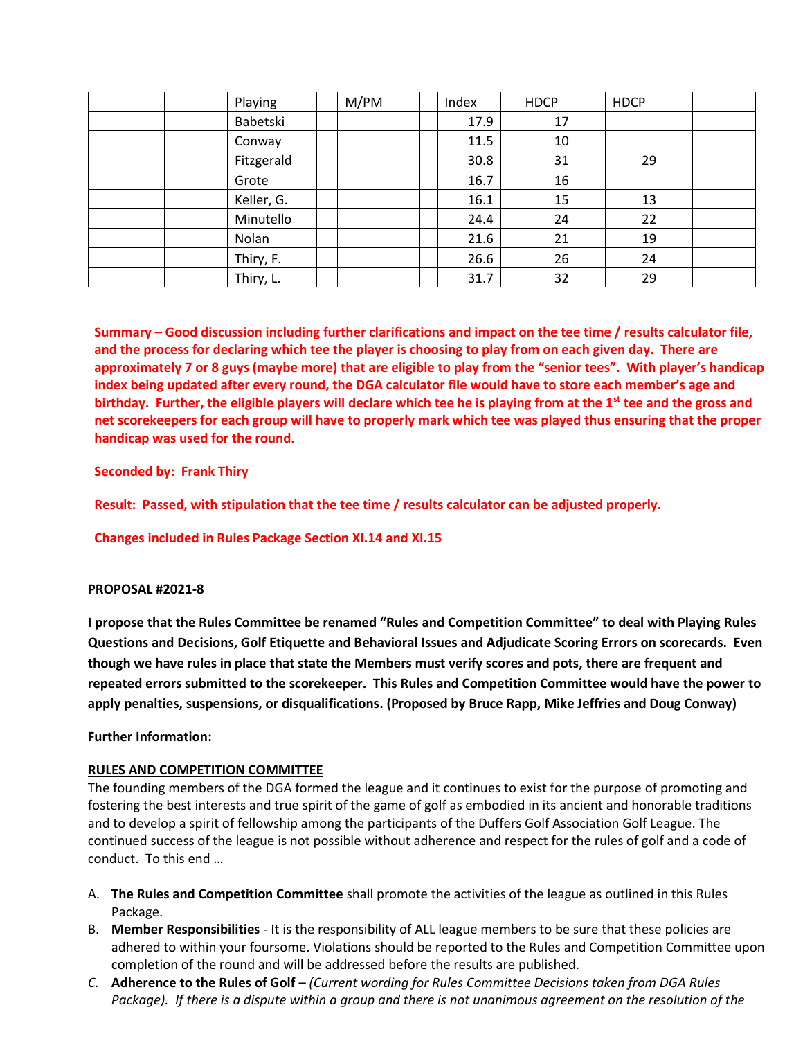| | | Playing | | M/PM | | Index | | HDCP | HDCP | |
|---|---|---|---|---|---|---|---|---|---|---|
| | | Babetski | | | | 17.9 | | 17 | | |
| | | Conway | | | | 11.5 | | 10 | | |
| | | Fitzgerald | | | | 30.8 | | 31 | 29 | |
| | | Grote | | | | 16.7 | | 16 | | |
| | | Keller, G. | | | | 16.1 | | 15 | 13 | |
| | | Minutello | | | | 24.4 | | 24 | 22 | |
| | | Nolan | | | | 21.6 | | 21 | 19 | |
| | | Thiry, F. | | | | 26.6 | | 26 | 24 | |
| | | Thiry, L. | | | | 31.7 | | 32 | 29 | |

**Summary – Good discussion including further clarifications and impact on the tee time / results calculator file, and the process for declaring which tee the player is choosing to play from on each given day. There are approximately 7 or 8 guys (maybe more) that are eligible to play from the "senior tees". With player's handicap index being updated after every round, the DGA calculator file would have to store each member's age and birthday. Further, the eligible players will declare which tee he is playing from at the 1st tee and the gross and net scorekeepers for each group will have to properly mark which tee was played thus ensuring that the proper handicap was used for the round.**

**Seconded by: Frank Thiry**

**Result: Passed, with stipulation that the tee time / results calculator can be adjusted properly.**

**Changes included in Rules Package Section XI.14 and XI.15**

**PROPOSAL #2021-8**

**I propose that the Rules Committee be renamed "Rules and Competition Committee" to deal with Playing Rules Questions and Decisions, Golf Etiquette and Behavioral Issues and Adjudicate Scoring Errors on scorecards. Even though we have rules in place that state the Members must verify scores and pots, there are frequent and repeated errors submitted to the scorekeeper. This Rules and Competition Committee would have the power to apply penalties, suspensions, or disqualifications. (Proposed by Bruce Rapp, Mike Jeffries and Doug Conway)**

**Further Information:**

**RULES AND COMPETITION COMMITTEE**

The founding members of the DGA formed the league and it continues to exist for the purpose of promoting and fostering the best interests and true spirit of the game of golf as embodied in its ancient and honorable traditions and to develop a spirit of fellowship among the participants of the Duffers Golf Association Golf League. The continued success of the league is not possible without adherence and respect for the rules of golf and a code of conduct. To this end …

A. **The Rules and Competition Committee** shall promote the activities of the league as outlined in this Rules Package.
B. **Member Responsibilities** - It is the responsibility of ALL league members to be sure that these policies are adhered to within your foursome. Violations should be reported to the Rules and Competition Committee upon completion of the round and will be addressed before the results are published.
C. **Adherence to the Rules of Golf** – *(Current wording for Rules Committee Decisions taken from DGA Rules Package). If there is a dispute within a group and there is not unanimous agreement on the resolution of the*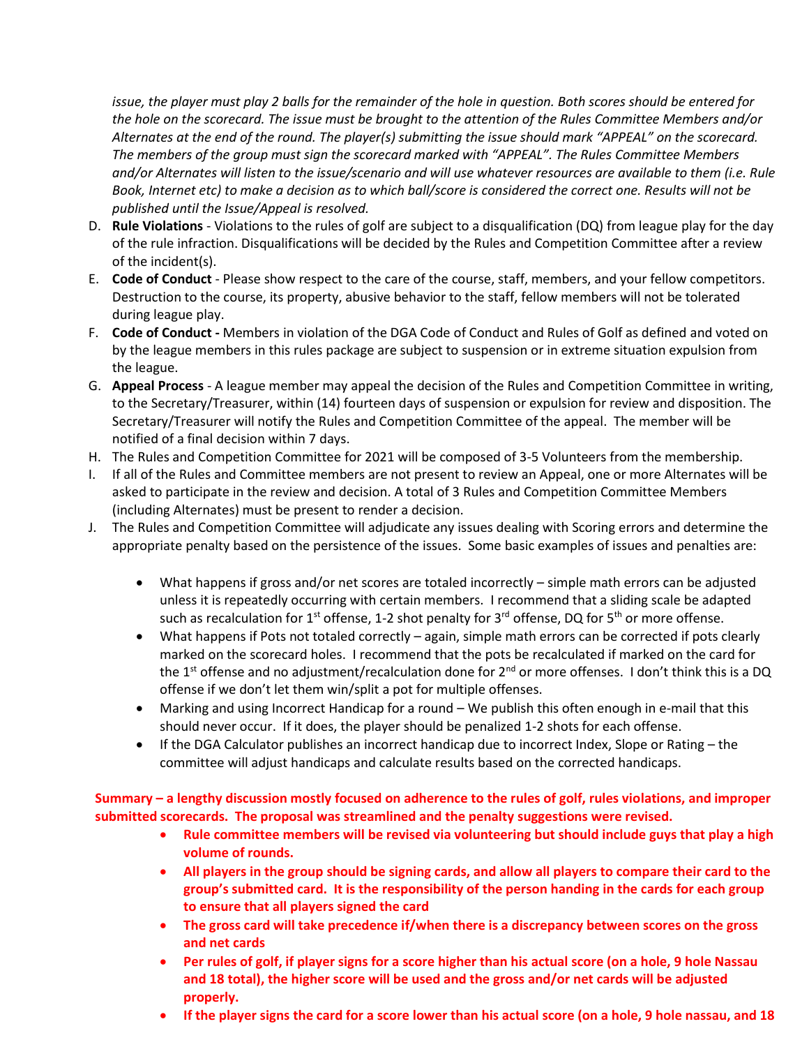*issue, the player must play 2 balls for the remainder of the hole in question. Both scores should be entered for the hole on the scorecard. The issue must be brought to the attention of the Rules Committee Members and/or Alternates at the end of the round. The player(s) submitting the issue should mark "APPEAL" on the scorecard. The members of the group must sign the scorecard marked with "APPEAL". The Rules Committee Members and/or Alternates will listen to the issue/scenario and will use whatever resources are available to them (i.e. Rule Book, Internet etc) to make a decision as to which ball/score is considered the correct one. Results will not be published until the Issue/Appeal is resolved.*

D. **Rule Violations** - Violations to the rules of golf are subject to a disqualification (DQ) from league play for the day of the rule infraction. Disqualifications will be decided by the Rules and Competition Committee after a review of the incident(s).
E. **Code of Conduct** - Please show respect to the care of the course, staff, members, and your fellow competitors. Destruction to the course, its property, abusive behavior to the staff, fellow members will not be tolerated during league play.
F. **Code of Conduct -** Members in violation of the DGA Code of Conduct and Rules of Golf as defined and voted on by the league members in this rules package are subject to suspension or in extreme situation expulsion from the league.
G. **Appeal Process** - A league member may appeal the decision of the Rules and Competition Committee in writing, to the Secretary/Treasurer, within (14) fourteen days of suspension or expulsion for review and disposition. The Secretary/Treasurer will notify the Rules and Competition Committee of the appeal. The member will be notified of a final decision within 7 days.
H. The Rules and Competition Committee for 2021 will be composed of 3-5 Volunteers from the membership.
I. If all of the Rules and Committee members are not present to review an Appeal, one or more Alternates will be asked to participate in the review and decision. A total of 3 Rules and Competition Committee Members (including Alternates) must be present to render a decision.
J. The Rules and Competition Committee will adjudicate any issues dealing with Scoring errors and determine the appropriate penalty based on the persistence of the issues. Some basic examples of issues and penalties are:

    - What happens if gross and/or net scores are totaled incorrectly – simple math errors can be adjusted unless it is repeatedly occurring with certain members. I recommend that a sliding scale be adapted such as recalculation for 1st offense, 1-2 shot penalty for 3rd offense, DQ for 5th or more offense.
    - What happens if Pots not totaled correctly – again, simple math errors can be corrected if pots clearly marked on the scorecard holes. I recommend that the pots be recalculated if marked on the card for the 1st offense and no adjustment/recalculation done for 2nd or more offenses. I don't think this is a DQ offense if we don't let them win/split a pot for multiple offenses.
    - Marking and using Incorrect Handicap for a round – We publish this often enough in e-mail that this should never occur. If it does, the player should be penalized 1-2 shots for each offense.
    - If the DGA Calculator publishes an incorrect handicap due to incorrect Index, Slope or Rating – the committee will adjust handicaps and calculate results based on the corrected handicaps.

**Summary – a lengthy discussion mostly focused on adherence to the rules of golf, rules violations, and improper submitted scorecards. The proposal was streamlined and the penalty suggestions were revised.**

- **Rule committee members will be revised via volunteering but should include guys that play a high volume of rounds.**
- **All players in the group should be signing cards, and allow all players to compare their card to the group's submitted card. It is the responsibility of the person handing in the cards for each group to ensure that all players signed the card**
- **The gross card will take precedence if/when there is a discrepancy between scores on the gross and net cards**
- **Per rules of golf, if player signs for a score higher than his actual score (on a hole, 9 hole Nassau and 18 total), the higher score will be used and the gross and/or net cards will be adjusted properly.**
- **If the player signs the card for a score lower than his actual score (on a hole, 9 hole nassau, and 18**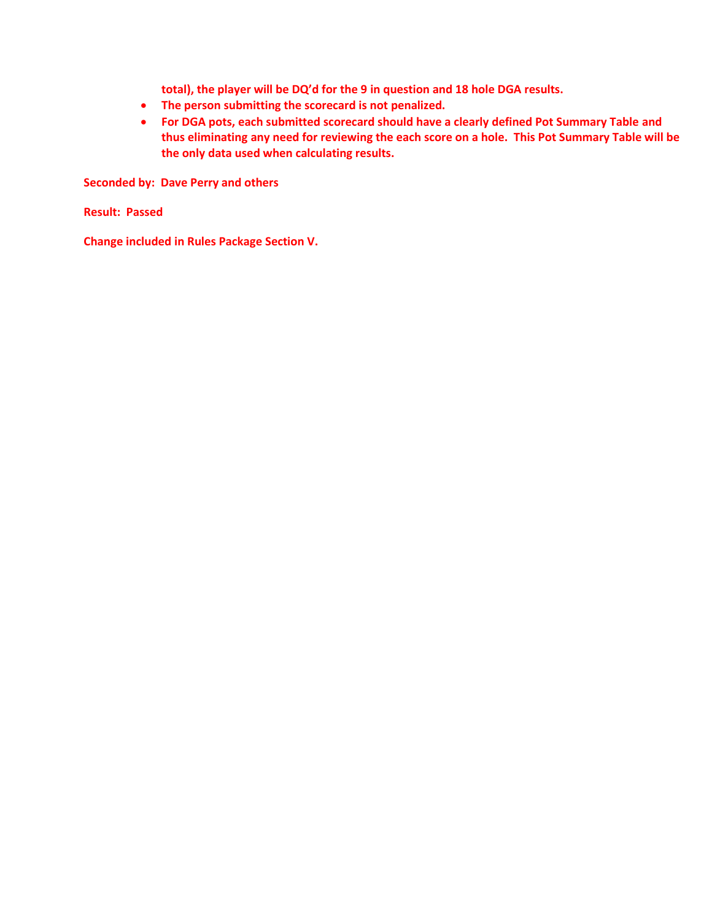total), the player will be DQ'd for the 9 in question and 18 hole DGA results.

- **The person submitting the scorecard is not penalized.**
- **For DGA pots, each submitted scorecard should have a clearly defined Pot Summary Table and thus eliminating any need for reviewing the each score on a hole. This Pot Summary Table will be the only data used when calculating results.**

**Seconded by: Dave Perry and others**

**Result: Passed**

**Change included in Rules Package Section V.**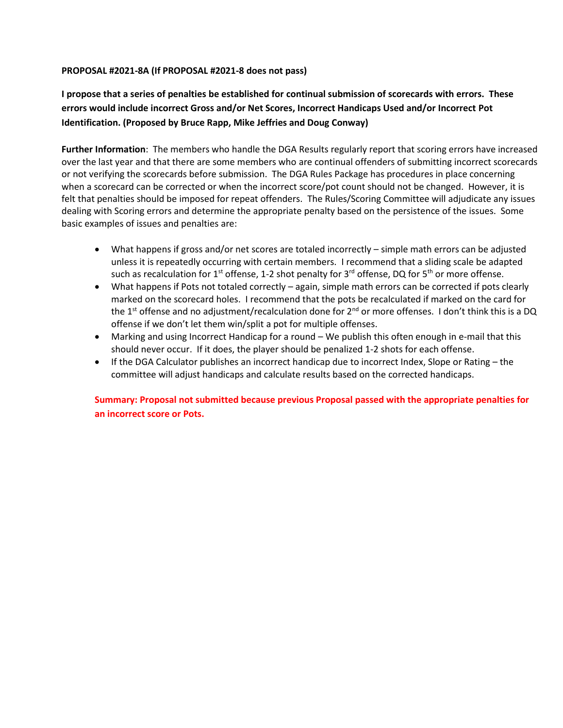**PROPOSAL #2021-8A (If PROPOSAL #2021-8 does not pass)**

**I propose that a series of penalties be established for continual submission of scorecards with errors. These errors would include incorrect Gross and/or Net Scores, Incorrect Handicaps Used and/or Incorrect Pot Identification. (Proposed by Bruce Rapp, Mike Jeffries and Doug Conway)**

**Further Information**: The members who handle the DGA Results regularly report that scoring errors have increased over the last year and that there are some members who are continual offenders of submitting incorrect scorecards or not verifying the scorecards before submission. The DGA Rules Package has procedures in place concerning when a scorecard can be corrected or when the incorrect score/pot count should not be changed. However, it is felt that penalties should be imposed for repeat offenders. The Rules/Scoring Committee will adjudicate any issues dealing with Scoring errors and determine the appropriate penalty based on the persistence of the issues. Some basic examples of issues and penalties are:

- What happens if gross and/or net scores are totaled incorrectly – simple math errors can be adjusted unless it is repeatedly occurring with certain members. I recommend that a sliding scale be adapted such as recalculation for 1st offense, 1-2 shot penalty for 3rd offense, DQ for 5th or more offense.
- What happens if Pots not totaled correctly – again, simple math errors can be corrected if pots clearly marked on the scorecard holes. I recommend that the pots be recalculated if marked on the card for the 1st offense and no adjustment/recalculation done for 2nd or more offenses. I don't think this is a DQ offense if we don't let them win/split a pot for multiple offenses.
- Marking and using Incorrect Handicap for a round – We publish this often enough in e-mail that this should never occur. If it does, the player should be penalized 1-2 shots for each offense.
- If the DGA Calculator publishes an incorrect handicap due to incorrect Index, Slope or Rating – the committee will adjust handicaps and calculate results based on the corrected handicaps.

**Summary: Proposal not submitted because previous Proposal passed with the appropriate penalties for an incorrect score or Pots.**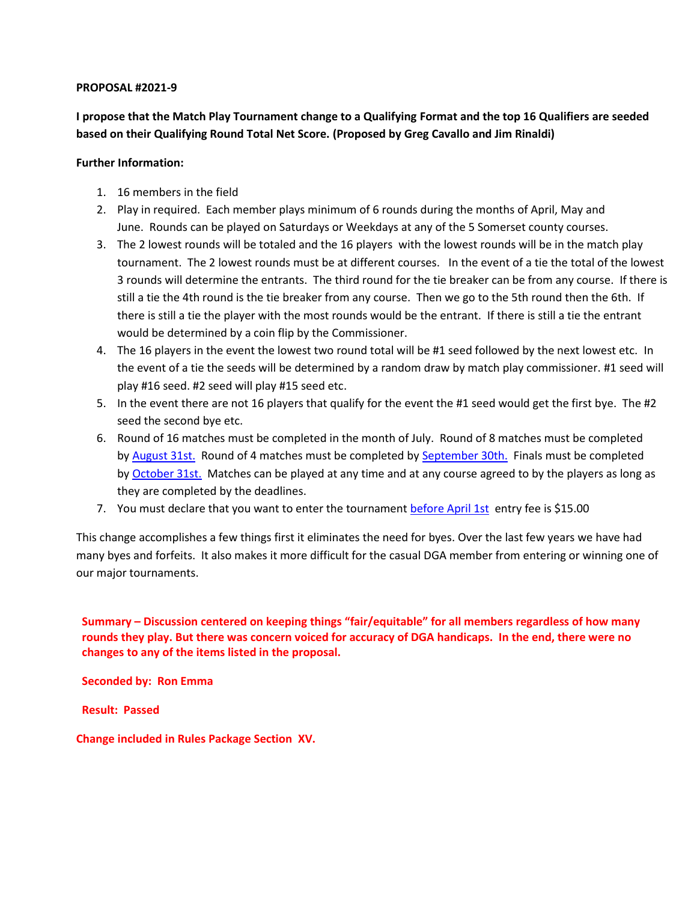**PROPOSAL #2021-9**

**I propose that the Match Play Tournament change to a Qualifying Format and the top 16 Qualifiers are seeded based on their Qualifying Round Total Net Score. (Proposed by Greg Cavallo and Jim Rinaldi)**

**Further Information:**

1. 16 members in the field
2. Play in required. Each member plays minimum of 6 rounds during the months of April, May and June. Rounds can be played on Saturdays or Weekdays at any of the 5 Somerset county courses.
3. The 2 lowest rounds will be totaled and the 16 players with the lowest rounds will be in the match play tournament. The 2 lowest rounds must be at different courses. In the event of a tie the total of the lowest 3 rounds will determine the entrants. The third round for the tie breaker can be from any course. If there is still a tie the 4th round is the tie breaker from any course. Then we go to the 5th round then the 6th. If there is still a tie the player with the most rounds would be the entrant. If there is still a tie the entrant would be determined by a coin flip by the Commissioner.
4. The 16 players in the event the lowest two round total will be #1 seed followed by the next lowest etc. In the event of a tie the seeds will be determined by a random draw by match play commissioner. #1 seed will play #16 seed. #2 seed will play #15 seed etc.
5. In the event there are not 16 players that qualify for the event the #1 seed would get the first bye. The #2 seed the second bye etc.
6. Round of 16 matches must be completed in the month of July. Round of 8 matches must be completed by August 31st. Round of 4 matches must be completed by September 30th. Finals must be completed by October 31st. Matches can be played at any time and at any course agreed to by the players as long as they are completed by the deadlines.
7. You must declare that you want to enter the tournament before April 1st entry fee is $15.00

This change accomplishes a few things first it eliminates the need for byes. Over the last few years we have had many byes and forfeits. It also makes it more difficult for the casual DGA member from entering or winning one of our major tournaments.

**Summary – Discussion centered on keeping things "fair/equitable" for all members regardless of how many rounds they play. But there was concern voiced for accuracy of DGA handicaps. In the end, there were no changes to any of the items listed in the proposal.**

**Seconded by: Ron Emma**

**Result: Passed**

**Change included in Rules Package Section XV.**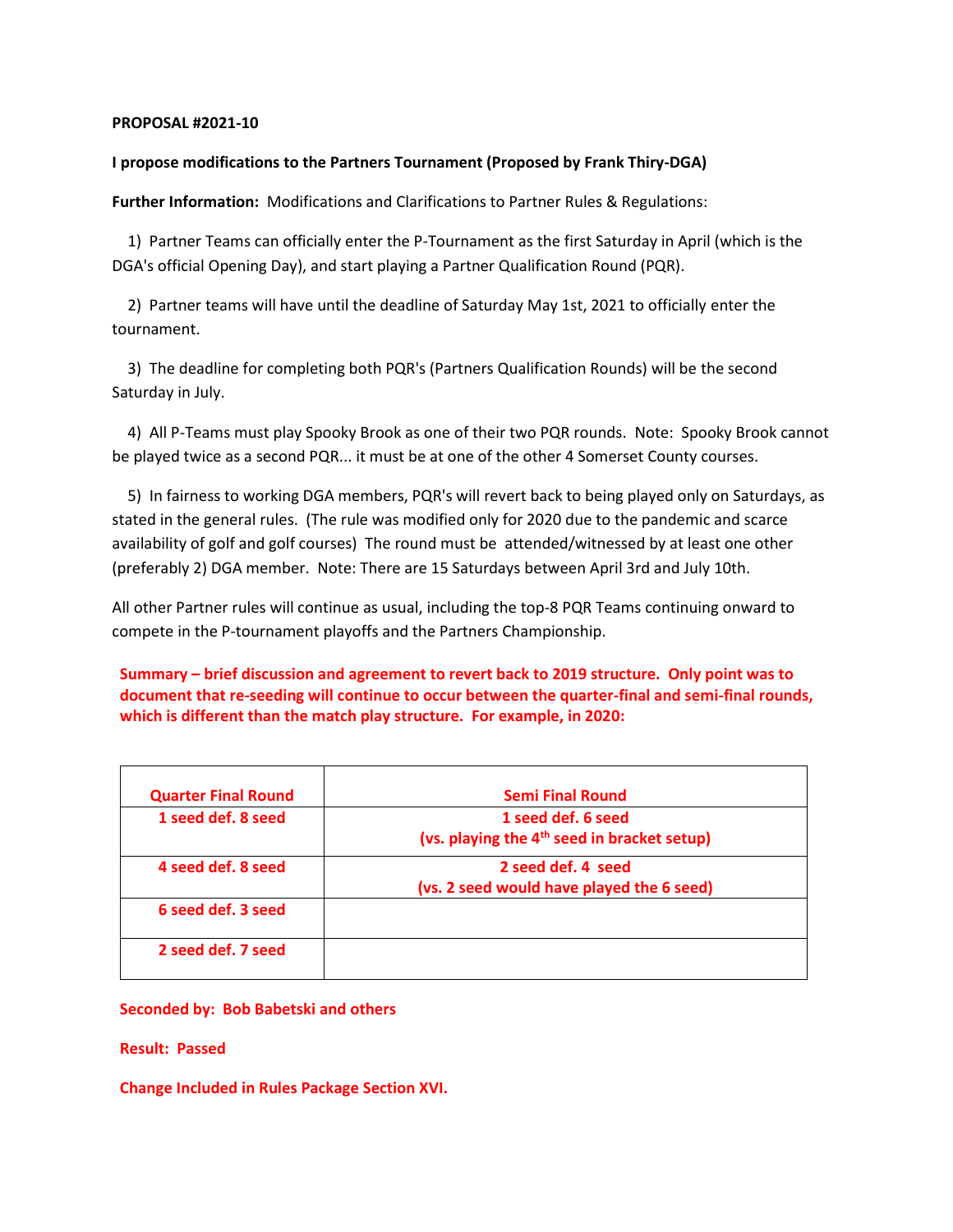**PROPOSAL #2021-10**

**I propose modifications to the Partners Tournament (Proposed by Frank Thiry-DGA)**

**Further Information:** Modifications and Clarifications to Partner Rules & Regulations:

1) Partner Teams can officially enter the P-Tournament as the first Saturday in April (which is the DGA's official Opening Day), and start playing a Partner Qualification Round (PQR).

2) Partner teams will have until the deadline of Saturday May 1st, 2021 to officially enter the tournament.

3) The deadline for completing both PQR's (Partners Qualification Rounds) will be the second Saturday in July.

4) All P-Teams must play Spooky Brook as one of their two PQR rounds. Note: Spooky Brook cannot be played twice as a second PQR... it must be at one of the other 4 Somerset County courses.

5) In fairness to working DGA members, PQR's will revert back to being played only on Saturdays, as stated in the general rules. (The rule was modified only for 2020 due to the pandemic and scarce availability of golf and golf courses) The round must be attended/witnessed by at least one other (preferably 2) DGA member. Note: There are 15 Saturdays between April 3rd and July 10th.

All other Partner rules will continue as usual, including the top-8 PQR Teams continuing onward to compete in the P-tournament playoffs and the Partners Championship.

**Summary – brief discussion and agreement to revert back to 2019 structure. Only point was to document that re-seeding will continue to occur between the quarter-final and semi-final rounds, which is different than the match play structure. For example, in 2020:**

| Quarter Final Round | Semi Final Round |
|---|---|
| 1 seed def. 8 seed | 1 seed def. 6 seed (vs. playing the 4th seed in bracket setup) |
| 4 seed def. 8 seed | 2 seed def. 4 seed (vs. 2 seed would have played the 6 seed) |
| 6 seed def. 3 seed | |
| 2 seed def. 7 seed | |

**Seconded by: Bob Babetski and others**

**Result: Passed**

**Change Included in Rules Package Section XVI.**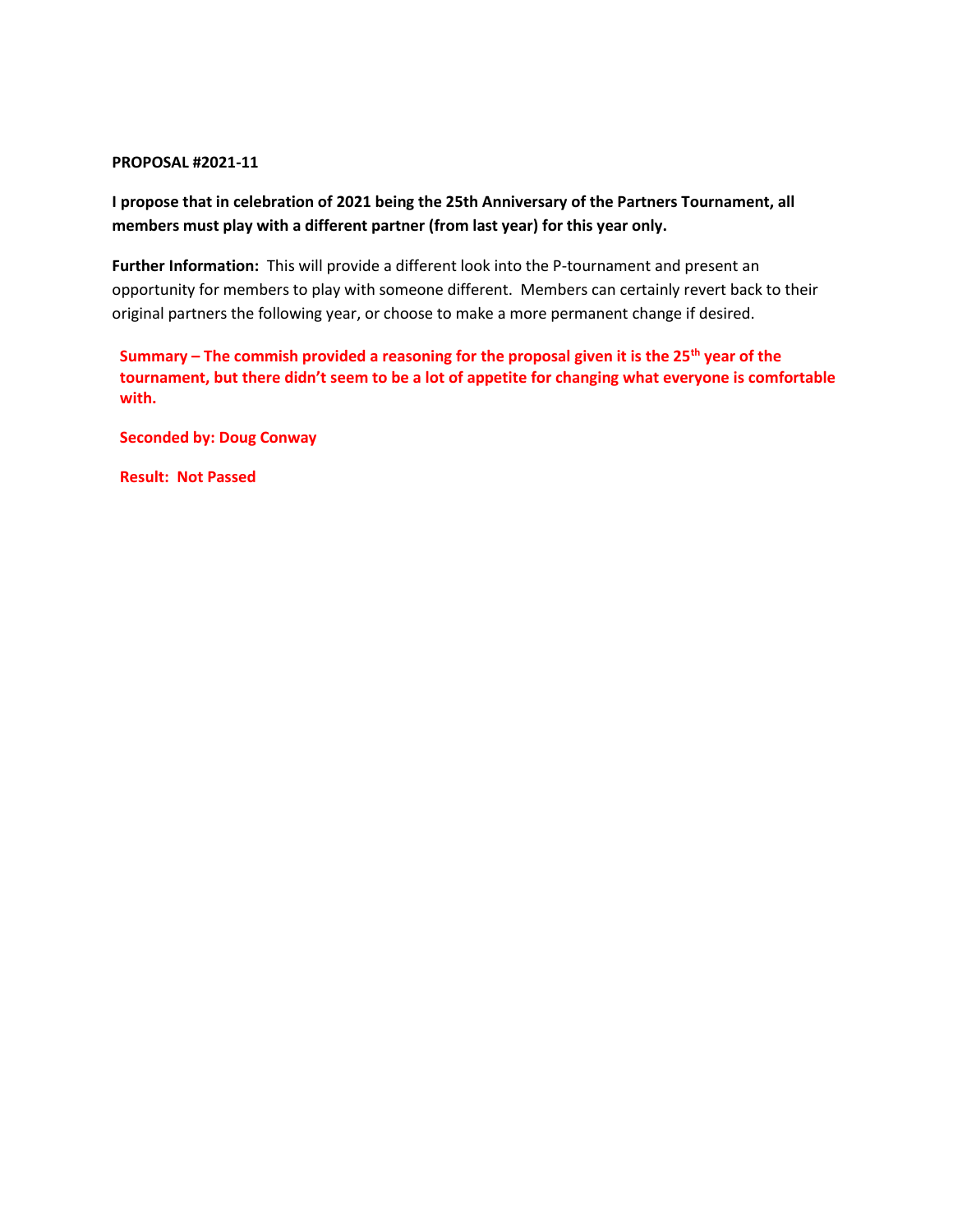**PROPOSAL #2021-11**

**I propose that in celebration of 2021 being the 25th Anniversary of the Partners Tournament, all members must play with a different partner (from last year) for this year only.**

**Further Information:** This will provide a different look into the P-tournament and present an opportunity for members to play with someone different. Members can certainly revert back to their original partners the following year, or choose to make a more permanent change if desired.

**Summary – The commish provided a reasoning for the proposal given it is the 25th year of the tournament, but there didn't seem to be a lot of appetite for changing what everyone is comfortable with.**

**Seconded by: Doug Conway**

**Result: Not Passed**